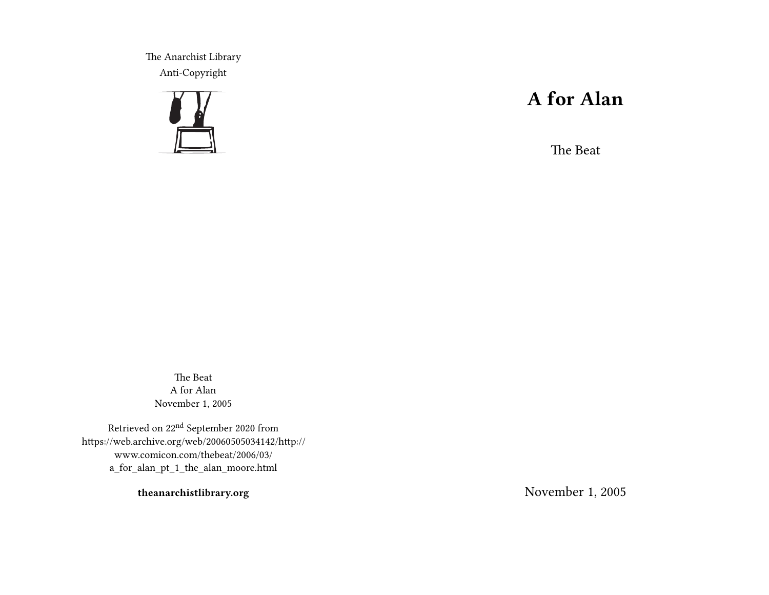# A for Alan

The Beat

November 1, 2005

The Anarchist Library
Anti-Copyright

The Beat
A for Alan
November 1, 2005

Retrieved on 22nd September 2020 from https://web.archive.org/web/20060505034142/http://www.comicon.com/thebeat/2006/03/a_for_alan_pt_1_the_alan_moore.html

**theanarchistlibrary.org**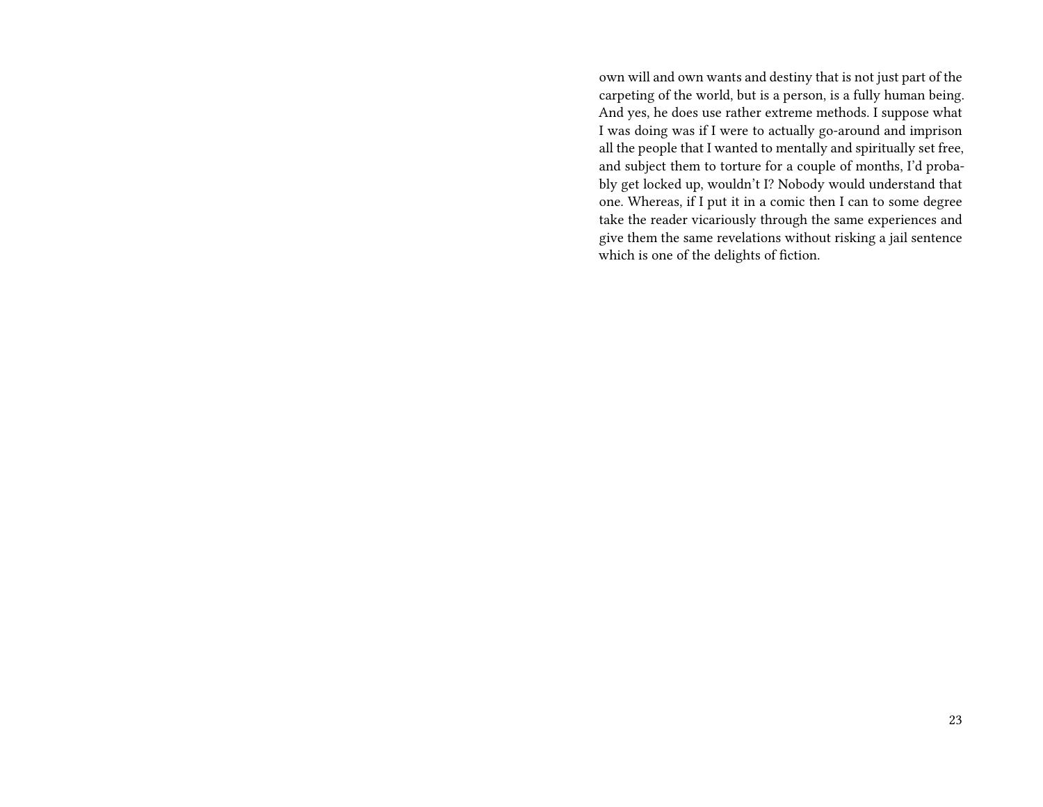own will and own wants and destiny that is not just part of the carpeting of the world, but is a person, is a fully human being. And yes, he does use rather extreme methods. I suppose what I was doing was if I were to actually go-around and imprison all the people that I wanted to mentally and spiritually set free, and subject them to torture for a couple of months, I'd probably get locked up, wouldn't I? Nobody would understand that one. Whereas, if I put it in a comic then I can to some degree take the reader vicariously through the same experiences and give them the same revelations without risking a jail sentence which is one of the delights of fiction.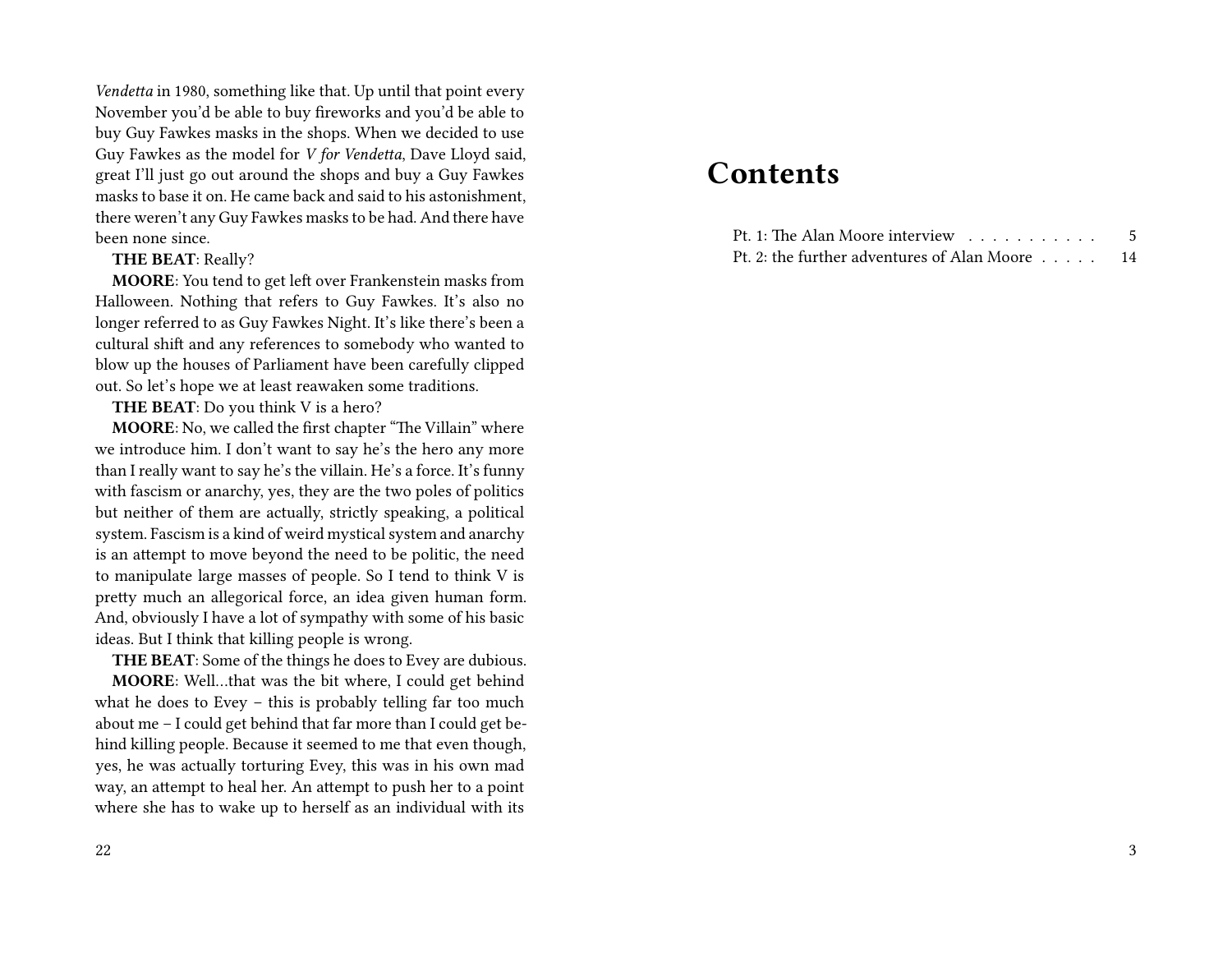*Vendetta* in 1980, something like that. Up until that point every November you'd be able to buy fireworks and you'd be able to buy Guy Fawkes masks in the shops. When we decided to use Guy Fawkes as the model for *V for Vendetta*, Dave Lloyd said, great I'll just go out around the shops and buy a Guy Fawkes masks to base it on. He came back and said to his astonishment, there weren't any Guy Fawkes masks to be had. And there have been none since.

**THE BEAT**: Really?

**MOORE**: You tend to get left over Frankenstein masks from Halloween. Nothing that refers to Guy Fawkes. It's also no longer referred to as Guy Fawkes Night. It's like there's been a cultural shift and any references to somebody who wanted to blow up the houses of Parliament have been carefully clipped out. So let's hope we at least reawaken some traditions.

**THE BEAT**: Do you think V is a hero?

**MOORE**: No, we called the first chapter "The Villain" where we introduce him. I don't want to say he's the hero any more than I really want to say he's the villain. He's a force. It's funny with fascism or anarchy, yes, they are the two poles of politics but neither of them are actually, strictly speaking, a political system. Fascism is a kind of weird mystical system and anarchy is an attempt to move beyond the need to be politic, the need to manipulate large masses of people. So I tend to think V is pretty much an allegorical force, an idea given human form. And, obviously I have a lot of sympathy with some of his basic ideas. But I think that killing people is wrong.

**THE BEAT**: Some of the things he does to Evey are dubious.

**MOORE**: Well…that was the bit where, I could get behind what he does to Evey – this is probably telling far too much about me – I could get behind that far more than I could get behind killing people. Because it seemed to me that even though, yes, he was actually torturing Evey, this was in his own mad way, an attempt to heal her. An attempt to push her to a point where she has to wake up to herself as an individual with its

# Contents

- Pt. 1: The Alan Moore interview . . . . . . . . . . . 5
- Pt. 2: the further adventures of Alan Moore . . . . . 14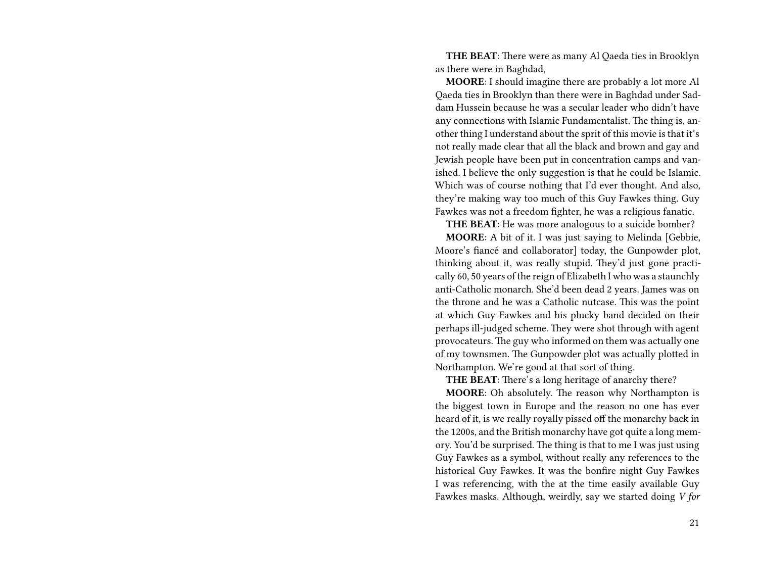**THE BEAT**: There were as many Al Qaeda ties in Brooklyn as there were in Baghdad,

**MOORE**: I should imagine there are probably a lot more Al Qaeda ties in Brooklyn than there were in Baghdad under Saddam Hussein because he was a secular leader who didn't have any connections with Islamic Fundamentalist. The thing is, another thing I understand about the sprit of this movie is that it's not really made clear that all the black and brown and gay and Jewish people have been put in concentration camps and vanished. I believe the only suggestion is that he could be Islamic. Which was of course nothing that I'd ever thought. And also, they're making way too much of this Guy Fawkes thing. Guy Fawkes was not a freedom fighter, he was a religious fanatic.

**THE BEAT**: He was more analogous to a suicide bomber?

**MOORE**: A bit of it. I was just saying to Melinda [Gebbie, Moore's fiancé and collaborator] today, the Gunpowder plot, thinking about it, was really stupid. They'd just gone practically 60, 50 years of the reign of Elizabeth I who was a staunchly anti-Catholic monarch. She'd been dead 2 years. James was on the throne and he was a Catholic nutcase. This was the point at which Guy Fawkes and his plucky band decided on their perhaps ill-judged scheme. They were shot through with agent provocateurs. The guy who informed on them was actually one of my townsmen. The Gunpowder plot was actually plotted in Northampton. We're good at that sort of thing.

**THE BEAT**: There's a long heritage of anarchy there?

**MOORE**: Oh absolutely. The reason why Northampton is the biggest town in Europe and the reason no one has ever heard of it, is we really royally pissed off the monarchy back in the 1200s, and the British monarchy have got quite a long memory. You'd be surprised. The thing is that to me I was just using Guy Fawkes as a symbol, without really any references to the historical Guy Fawkes. It was the bonfire night Guy Fawkes I was referencing, with the at the time easily available Guy Fawkes masks. Although, weirdly, say we started doing *V for*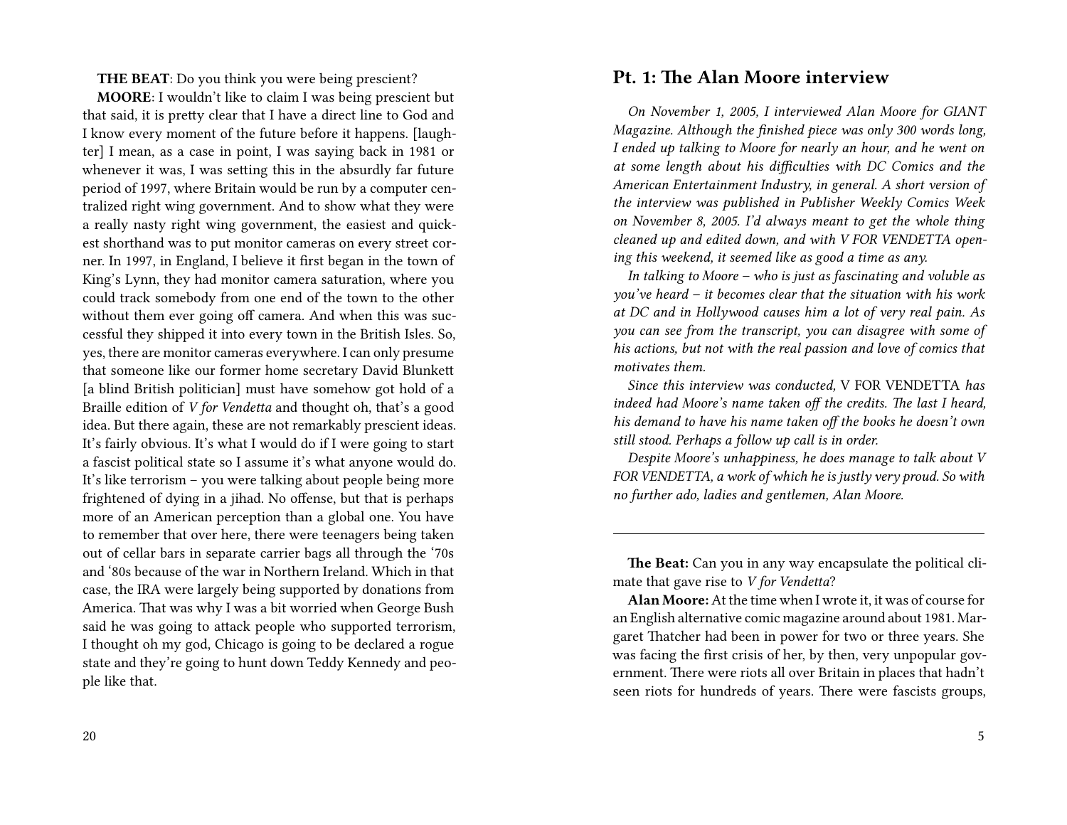**THE BEAT**: Do you think you were being prescient?

**MOORE**: I wouldn't like to claim I was being prescient but that said, it is pretty clear that I have a direct line to God and I know every moment of the future before it happens. [laughter] I mean, as a case in point, I was saying back in 1981 or whenever it was, I was setting this in the absurdly far future period of 1997, where Britain would be run by a computer centralized right wing government. And to show what they were a really nasty right wing government, the easiest and quickest shorthand was to put monitor cameras on every street corner. In 1997, in England, I believe it first began in the town of King's Lynn, they had monitor camera saturation, where you could track somebody from one end of the town to the other without them ever going off camera. And when this was successful they shipped it into every town in the British Isles. So, yes, there are monitor cameras everywhere. I can only presume that someone like our former home secretary David Blunkett [a blind British politician] must have somehow got hold of a Braille edition of *V for Vendetta* and thought oh, that's a good idea. But there again, these are not remarkably prescient ideas. It's fairly obvious. It's what I would do if I were going to start a fascist political state so I assume it's what anyone would do. It's like terrorism – you were talking about people being more frightened of dying in a jihad. No offense, but that is perhaps more of an American perception than a global one. You have to remember that over here, there were teenagers being taken out of cellar bars in separate carrier bags all through the '70s and '80s because of the war in Northern Ireland. Which in that case, the IRA were largely being supported by donations from America. That was why I was a bit worried when George Bush said he was going to attack people who supported terrorism, I thought oh my god, Chicago is going to be declared a rogue state and they're going to hunt down Teddy Kennedy and people like that.

## Pt. 1: The Alan Moore interview

*On November 1, 2005, I interviewed Alan Moore for GIANT Magazine. Although the finished piece was only 300 words long, I ended up talking to Moore for nearly an hour, and he went on at some length about his difficulties with DC Comics and the American Entertainment Industry, in general. A short version of the interview was published in Publisher Weekly Comics Week on November 8, 2005. I'd always meant to get the whole thing cleaned up and edited down, and with V FOR VENDETTA opening this weekend, it seemed like as good a time as any.*

*In talking to Moore – who is just as fascinating and voluble as you've heard – it becomes clear that the situation with his work at DC and in Hollywood causes him a lot of very real pain. As you can see from the transcript, you can disagree with some of his actions, but not with the real passion and love of comics that motivates them.*

*Since this interview was conducted,* V FOR VENDETTA *has indeed had Moore's name taken off the credits. The last I heard, his demand to have his name taken off the books he doesn't own still stood. Perhaps a follow up call is in order.*

*Despite Moore's unhappiness, he does manage to talk about V FOR VENDETTA, a work of which he is justly very proud. So with no further ado, ladies and gentlemen, Alan Moore.*

---

**The Beat:** Can you in any way encapsulate the political climate that gave rise to *V for Vendetta*?

**Alan Moore:** At the time when I wrote it, it was of course for an English alternative comic magazine around about 1981. Margaret Thatcher had been in power for two or three years. She was facing the first crisis of her, by then, very unpopular government. There were riots all over Britain in places that hadn't seen riots for hundreds of years. There were fascists groups,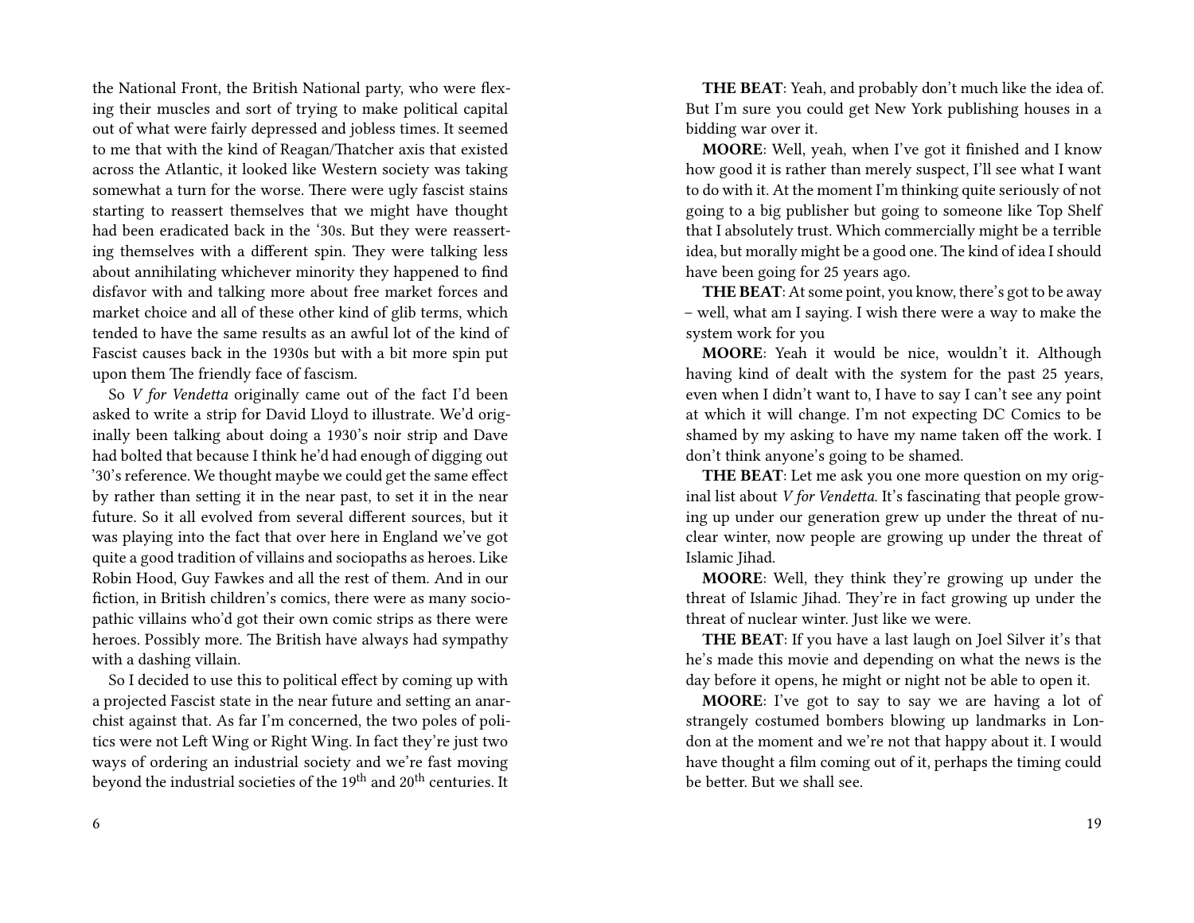the National Front, the British National party, who were flexing their muscles and sort of trying to make political capital out of what were fairly depressed and jobless times. It seemed to me that with the kind of Reagan/Thatcher axis that existed across the Atlantic, it looked like Western society was taking somewhat a turn for the worse. There were ugly fascist stains starting to reassert themselves that we might have thought had been eradicated back in the '30s. But they were reasserting themselves with a different spin. They were talking less about annihilating whichever minority they happened to find disfavor with and talking more about free market forces and market choice and all of these other kind of glib terms, which tended to have the same results as an awful lot of the kind of Fascist causes back in the 1930s but with a bit more spin put upon them The friendly face of fascism.

So *V for Vendetta* originally came out of the fact I'd been asked to write a strip for David Lloyd to illustrate. We'd originally been talking about doing a 1930's noir strip and Dave had bolted that because I think he'd had enough of digging out '30's reference. We thought maybe we could get the same effect by rather than setting it in the near past, to set it in the near future. So it all evolved from several different sources, but it was playing into the fact that over here in England we've got quite a good tradition of villains and sociopaths as heroes. Like Robin Hood, Guy Fawkes and all the rest of them. And in our fiction, in British children's comics, there were as many sociopathic villains who'd got their own comic strips as there were heroes. Possibly more. The British have always had sympathy with a dashing villain.

So I decided to use this to political effect by coming up with a projected Fascist state in the near future and setting an anarchist against that. As far I'm concerned, the two poles of politics were not Left Wing or Right Wing. In fact they're just two ways of ordering an industrial society and we're fast moving beyond the industrial societies of the 19th and 20th centuries. It

**THE BEAT**: Yeah, and probably don't much like the idea of. But I'm sure you could get New York publishing houses in a bidding war over it.

**MOORE**: Well, yeah, when I've got it finished and I know how good it is rather than merely suspect, I'll see what I want to do with it. At the moment I'm thinking quite seriously of not going to a big publisher but going to someone like Top Shelf that I absolutely trust. Which commercially might be a terrible idea, but morally might be a good one. The kind of idea I should have been going for 25 years ago.

**THE BEAT**: At some point, you know, there's got to be away – well, what am I saying. I wish there were a way to make the system work for you

**MOORE**: Yeah it would be nice, wouldn't it. Although having kind of dealt with the system for the past 25 years, even when I didn't want to, I have to say I can't see any point at which it will change. I'm not expecting DC Comics to be shamed by my asking to have my name taken off the work. I don't think anyone's going to be shamed.

**THE BEAT**: Let me ask you one more question on my original list about *V for Vendetta*. It's fascinating that people growing up under our generation grew up under the threat of nuclear winter, now people are growing up under the threat of Islamic Jihad.

**MOORE**: Well, they think they're growing up under the threat of Islamic Jihad. They're in fact growing up under the threat of nuclear winter. Just like we were.

**THE BEAT**: If you have a last laugh on Joel Silver it's that he's made this movie and depending on what the news is the day before it opens, he might or night not be able to open it.

**MOORE**: I've got to say to say we are having a lot of strangely costumed bombers blowing up landmarks in London at the moment and we're not that happy about it. I would have thought a film coming out of it, perhaps the timing could be better. But we shall see.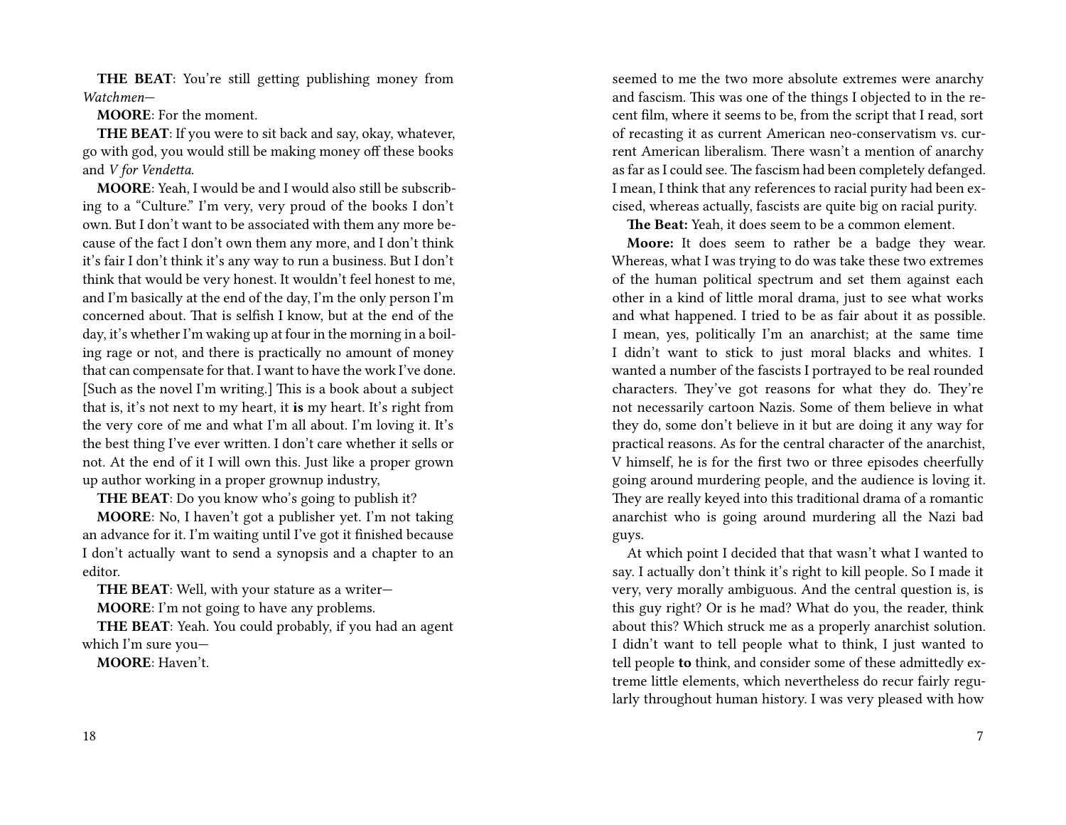**THE BEAT**: You're still getting publishing money from *Watchmen*—

**MOORE**: For the moment.

**THE BEAT**: If you were to sit back and say, okay, whatever, go with god, you would still be making money off these books and *V for Vendetta*.

**MOORE**: Yeah, I would be and I would also still be subscribing to a "Culture." I'm very, very proud of the books I don't own. But I don't want to be associated with them any more because of the fact I don't own them any more, and I don't think it's fair I don't think it's any way to run a business. But I don't think that would be very honest. It wouldn't feel honest to me, and I'm basically at the end of the day, I'm the only person I'm concerned about. That is selfish I know, but at the end of the day, it's whether I'm waking up at four in the morning in a boiling rage or not, and there is practically no amount of money that can compensate for that. I want to have the work I've done. [Such as the novel I'm writing.] This is a book about a subject that is, it's not next to my heart, it **is** my heart. It's right from the very core of me and what I'm all about. I'm loving it. It's the best thing I've ever written. I don't care whether it sells or not. At the end of it I will own this. Just like a proper grown up author working in a proper grownup industry,

**THE BEAT**: Do you know who's going to publish it?

**MOORE**: No, I haven't got a publisher yet. I'm not taking an advance for it. I'm waiting until I've got it finished because I don't actually want to send a synopsis and a chapter to an editor.

**THE BEAT**: Well, with your stature as a writer—

**MOORE**: I'm not going to have any problems.

**THE BEAT**: Yeah. You could probably, if you had an agent which I'm sure you—

**MOORE**: Haven't.

seemed to me the two more absolute extremes were anarchy and fascism. This was one of the things I objected to in the recent film, where it seems to be, from the script that I read, sort of recasting it as current American neo-conservatism vs. current American liberalism. There wasn't a mention of anarchy as far as I could see. The fascism had been completely defanged. I mean, I think that any references to racial purity had been excised, whereas actually, fascists are quite big on racial purity.

**The Beat:** Yeah, it does seem to be a common element.

**Moore:** It does seem to rather be a badge they wear. Whereas, what I was trying to do was take these two extremes of the human political spectrum and set them against each other in a kind of little moral drama, just to see what works and what happened. I tried to be as fair about it as possible. I mean, yes, politically I'm an anarchist; at the same time I didn't want to stick to just moral blacks and whites. I wanted a number of the fascists I portrayed to be real rounded characters. They've got reasons for what they do. They're not necessarily cartoon Nazis. Some of them believe in what they do, some don't believe in it but are doing it any way for practical reasons. As for the central character of the anarchist, V himself, he is for the first two or three episodes cheerfully going around murdering people, and the audience is loving it. They are really keyed into this traditional drama of a romantic anarchist who is going around murdering all the Nazi bad guys.

At which point I decided that that wasn't what I wanted to say. I actually don't think it's right to kill people. So I made it very, very morally ambiguous. And the central question is, is this guy right? Or is he mad? What do you, the reader, think about this? Which struck me as a properly anarchist solution. I didn't want to tell people what to think, I just wanted to tell people **to** think, and consider some of these admittedly extreme little elements, which nevertheless do recur fairly regularly throughout human history. I was very pleased with how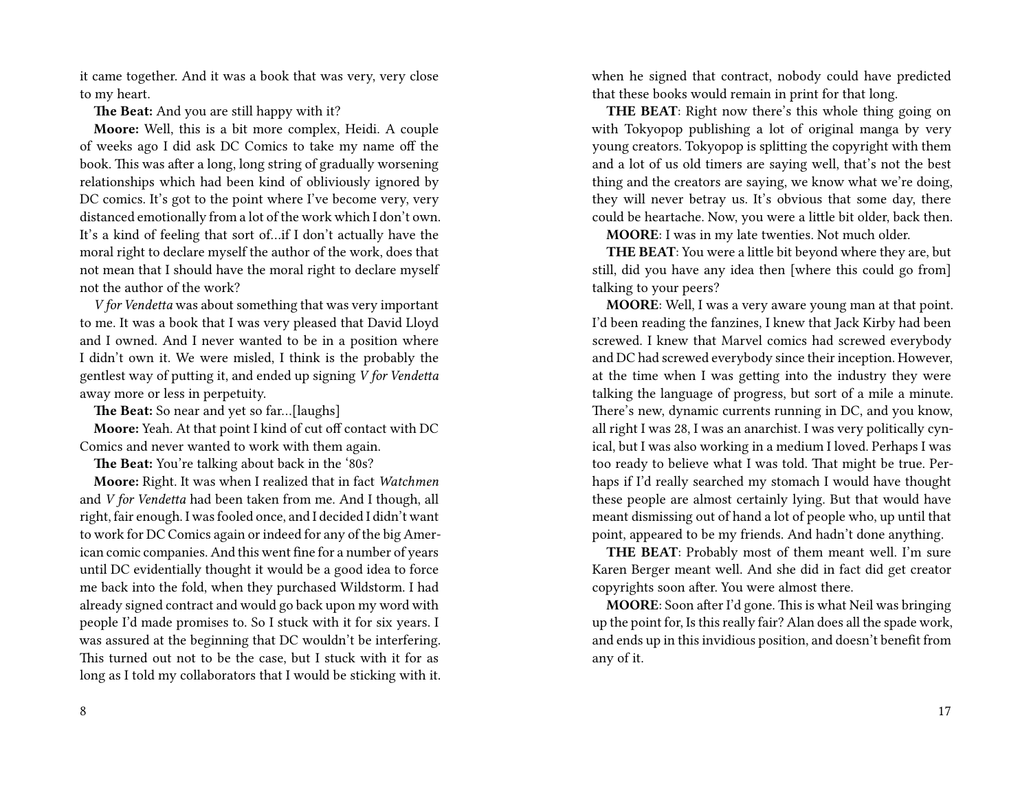it came together. And it was a book that was very, very close to my heart.

**The Beat:** And you are still happy with it?

**Moore:** Well, this is a bit more complex, Heidi. A couple of weeks ago I did ask DC Comics to take my name off the book. This was after a long, long string of gradually worsening relationships which had been kind of obliviously ignored by DC comics. It's got to the point where I've become very, very distanced emotionally from a lot of the work which I don't own. It's a kind of feeling that sort of…if I don't actually have the moral right to declare myself the author of the work, does that not mean that I should have the moral right to declare myself not the author of the work?

*V for Vendetta* was about something that was very important to me. It was a book that I was very pleased that David Lloyd and I owned. And I never wanted to be in a position where I didn't own it. We were misled, I think is the probably the gentlest way of putting it, and ended up signing *V for Vendetta* away more or less in perpetuity.

**The Beat:** So near and yet so far…[laughs]

**Moore:** Yeah. At that point I kind of cut off contact with DC Comics and never wanted to work with them again.

**The Beat:** You're talking about back in the '80s?

**Moore:** Right. It was when I realized that in fact *Watchmen* and *V for Vendetta* had been taken from me. And I though, all right, fair enough. I was fooled once, and I decided I didn't want to work for DC Comics again or indeed for any of the big American comic companies. And this went fine for a number of years until DC evidentially thought it would be a good idea to force me back into the fold, when they purchased Wildstorm. I had already signed contract and would go back upon my word with people I'd made promises to. So I stuck with it for six years. I was assured at the beginning that DC wouldn't be interfering. This turned out not to be the case, but I stuck with it for as long as I told my collaborators that I would be sticking with it.

when he signed that contract, nobody could have predicted that these books would remain in print for that long.

**THE BEAT**: Right now there's this whole thing going on with Tokyopop publishing a lot of original manga by very young creators. Tokyopop is splitting the copyright with them and a lot of us old timers are saying well, that's not the best thing and the creators are saying, we know what we're doing, they will never betray us. It's obvious that some day, there could be heartache. Now, you were a little bit older, back then.

**MOORE**: I was in my late twenties. Not much older.

**THE BEAT**: You were a little bit beyond where they are, but still, did you have any idea then [where this could go from] talking to your peers?

**MOORE**: Well, I was a very aware young man at that point. I'd been reading the fanzines, I knew that Jack Kirby had been screwed. I knew that Marvel comics had screwed everybody and DC had screwed everybody since their inception. However, at the time when I was getting into the industry they were talking the language of progress, but sort of a mile a minute. There's new, dynamic currents running in DC, and you know, all right I was 28, I was an anarchist. I was very politically cynical, but I was also working in a medium I loved. Perhaps I was too ready to believe what I was told. That might be true. Perhaps if I'd really searched my stomach I would have thought these people are almost certainly lying. But that would have meant dismissing out of hand a lot of people who, up until that point, appeared to be my friends. And hadn't done anything.

**THE BEAT**: Probably most of them meant well. I'm sure Karen Berger meant well. And she did in fact did get creator copyrights soon after. You were almost there.

**MOORE**: Soon after I'd gone. This is what Neil was bringing up the point for, Is this really fair? Alan does all the spade work, and ends up in this invidious position, and doesn't benefit from any of it.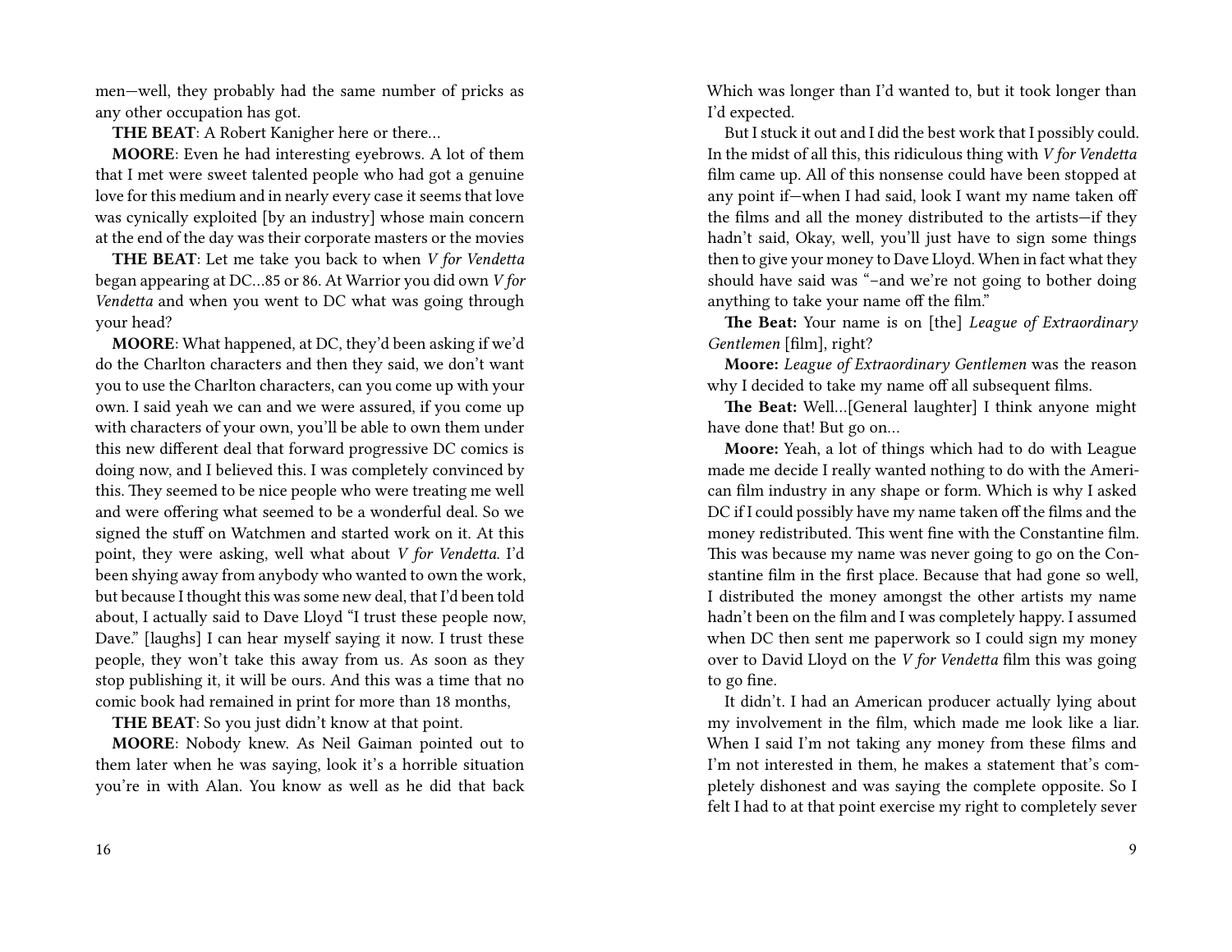men—well, they probably had the same number of pricks as any other occupation has got.

**THE BEAT**: A Robert Kanigher here or there…

**MOORE**: Even he had interesting eyebrows. A lot of them that I met were sweet talented people who had got a genuine love for this medium and in nearly every case it seems that love was cynically exploited [by an industry] whose main concern at the end of the day was their corporate masters or the movies

**THE BEAT**: Let me take you back to when *V for Vendetta* began appearing at DC…85 or 86. At Warrior you did own *V for Vendetta* and when you went to DC what was going through your head?

**MOORE**: What happened, at DC, they'd been asking if we'd do the Charlton characters and then they said, we don't want you to use the Charlton characters, can you come up with your own. I said yeah we can and we were assured, if you come up with characters of your own, you'll be able to own them under this new different deal that forward progressive DC comics is doing now, and I believed this. I was completely convinced by this. They seemed to be nice people who were treating me well and were offering what seemed to be a wonderful deal. So we signed the stuff on Watchmen and started work on it. At this point, they were asking, well what about *V for Vendetta*. I'd been shying away from anybody who wanted to own the work, but because I thought this was some new deal, that I'd been told about, I actually said to Dave Lloyd "I trust these people now, Dave." [laughs] I can hear myself saying it now. I trust these people, they won't take this away from us. As soon as they stop publishing it, it will be ours. And this was a time that no comic book had remained in print for more than 18 months,

**THE BEAT**: So you just didn't know at that point.

**MOORE**: Nobody knew. As Neil Gaiman pointed out to them later when he was saying, look it's a horrible situation you're in with Alan. You know as well as he did that back

Which was longer than I'd wanted to, but it took longer than I'd expected.

But I stuck it out and I did the best work that I possibly could. In the midst of all this, this ridiculous thing with *V for Vendetta* film came up. All of this nonsense could have been stopped at any point if—when I had said, look I want my name taken off the films and all the money distributed to the artists—if they hadn't said, Okay, well, you'll just have to sign some things then to give your money to Dave Lloyd. When in fact what they should have said was "–and we're not going to bother doing anything to take your name off the film."

**The Beat:** Your name is on [the] *League of Extraordinary Gentlemen* [film], right?

**Moore:** *League of Extraordinary Gentlemen* was the reason why I decided to take my name off all subsequent films.

**The Beat:** Well…[General laughter] I think anyone might have done that! But go on…

**Moore:** Yeah, a lot of things which had to do with League made me decide I really wanted nothing to do with the American film industry in any shape or form. Which is why I asked DC if I could possibly have my name taken off the films and the money redistributed. This went fine with the Constantine film. This was because my name was never going to go on the Constantine film in the first place. Because that had gone so well, I distributed the money amongst the other artists my name hadn't been on the film and I was completely happy. I assumed when DC then sent me paperwork so I could sign my money over to David Lloyd on the *V for Vendetta* film this was going to go fine.

It didn't. I had an American producer actually lying about my involvement in the film, which made me look like a liar. When I said I'm not taking any money from these films and I'm not interested in them, he makes a statement that's completely dishonest and was saying the complete opposite. So I felt I had to at that point exercise my right to completely sever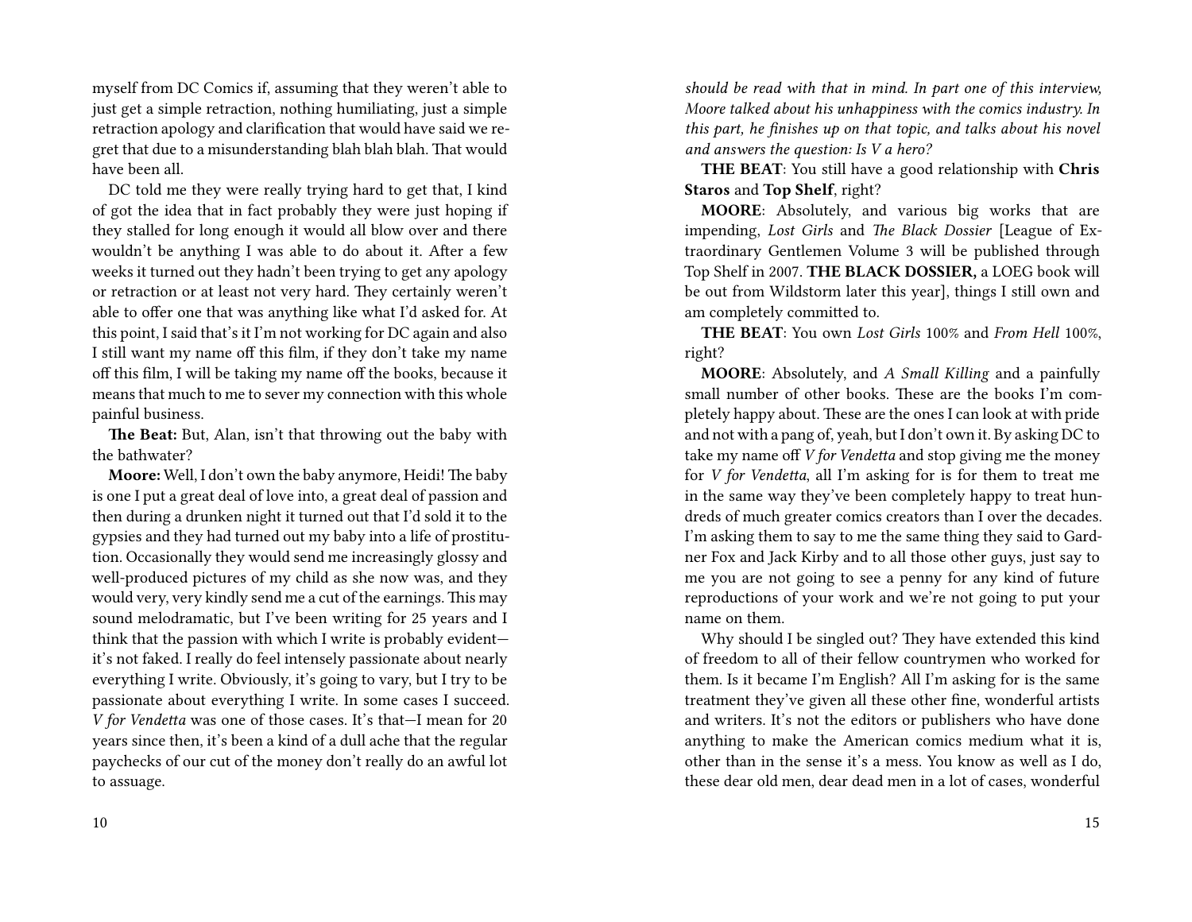myself from DC Comics if, assuming that they weren't able to just get a simple retraction, nothing humiliating, just a simple retraction apology and clarification that would have said we regret that due to a misunderstanding blah blah blah. That would have been all.

DC told me they were really trying hard to get that, I kind of got the idea that in fact probably they were just hoping if they stalled for long enough it would all blow over and there wouldn't be anything I was able to do about it. After a few weeks it turned out they hadn't been trying to get any apology or retraction or at least not very hard. They certainly weren't able to offer one that was anything like what I'd asked for. At this point, I said that's it I'm not working for DC again and also I still want my name off this film, if they don't take my name off this film, I will be taking my name off the books, because it means that much to me to sever my connection with this whole painful business.

**The Beat:** But, Alan, isn't that throwing out the baby with the bathwater?

**Moore:** Well, I don't own the baby anymore, Heidi! The baby is one I put a great deal of love into, a great deal of passion and then during a drunken night it turned out that I'd sold it to the gypsies and they had turned out my baby into a life of prostitution. Occasionally they would send me increasingly glossy and well-produced pictures of my child as she now was, and they would very, very kindly send me a cut of the earnings. This may sound melodramatic, but I've been writing for 25 years and I think that the passion with which I write is probably evident—it's not faked. I really do feel intensely passionate about nearly everything I write. Obviously, it's going to vary, but I try to be passionate about everything I write. In some cases I succeed. *V for Vendetta* was one of those cases. It's that—I mean for 20 years since then, it's been a kind of a dull ache that the regular paychecks of our cut of the money don't really do an awful lot to assuage.

*should be read with that in mind. In part one of this interview, Moore talked about his unhappiness with the comics industry. In this part, he finishes up on that topic, and talks about his novel and answers the question: Is V a hero?*

**THE BEAT**: You still have a good relationship with **Chris Staros** and **Top Shelf**, right?

**MOORE**: Absolutely, and various big works that are impending, *Lost Girls* and *The Black Dossier* [League of Extraordinary Gentlemen Volume 3 will be published through Top Shelf in 2007. **THE BLACK DOSSIER,** a LOEG book will be out from Wildstorm later this year], things I still own and am completely committed to.

**THE BEAT**: You own *Lost Girls* 100% and *From Hell* 100%, right?

**MOORE**: Absolutely, and *A Small Killing* and a painfully small number of other books. These are the books I'm completely happy about. These are the ones I can look at with pride and not with a pang of, yeah, but I don't own it. By asking DC to take my name off *V for Vendetta* and stop giving me the money for *V for Vendetta*, all I'm asking for is for them to treat me in the same way they've been completely happy to treat hundreds of much greater comics creators than I over the decades. I'm asking them to say to me the same thing they said to Gardner Fox and Jack Kirby and to all those other guys, just say to me you are not going to see a penny for any kind of future reproductions of your work and we're not going to put your name on them.

Why should I be singled out? They have extended this kind of freedom to all of their fellow countrymen who worked for them. Is it became I'm English? All I'm asking for is the same treatment they've given all these other fine, wonderful artists and writers. It's not the editors or publishers who have done anything to make the American comics medium what it is, other than in the sense it's a mess. You know as well as I do, these dear old men, dear dead men in a lot of cases, wonderful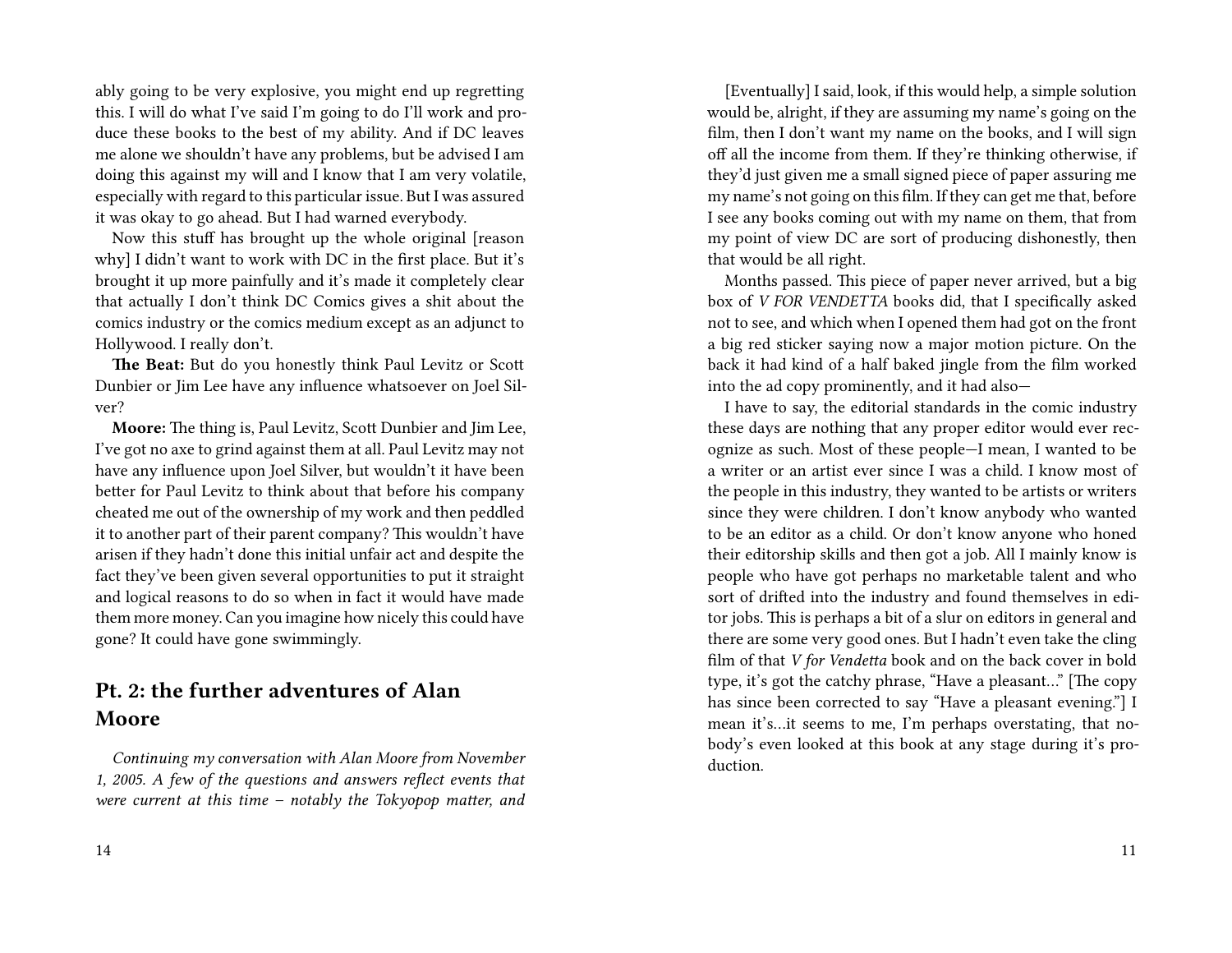ably going to be very explosive, you might end up regretting this. I will do what I've said I'm going to do I'll work and produce these books to the best of my ability. And if DC leaves me alone we shouldn't have any problems, but be advised I am doing this against my will and I know that I am very volatile, especially with regard to this particular issue. But I was assured it was okay to go ahead. But I had warned everybody.

Now this stuff has brought up the whole original [reason why] I didn't want to work with DC in the first place. But it's brought it up more painfully and it's made it completely clear that actually I don't think DC Comics gives a shit about the comics industry or the comics medium except as an adjunct to Hollywood. I really don't.

**The Beat:** But do you honestly think Paul Levitz or Scott Dunbier or Jim Lee have any influence whatsoever on Joel Silver?

**Moore:** The thing is, Paul Levitz, Scott Dunbier and Jim Lee, I've got no axe to grind against them at all. Paul Levitz may not have any influence upon Joel Silver, but wouldn't it have been better for Paul Levitz to think about that before his company cheated me out of the ownership of my work and then peddled it to another part of their parent company? This wouldn't have arisen if they hadn't done this initial unfair act and despite the fact they've been given several opportunities to put it straight and logical reasons to do so when in fact it would have made them more money. Can you imagine how nicely this could have gone? It could have gone swimmingly.

## Pt. 2: the further adventures of Alan Moore

*Continuing my conversation with Alan Moore from November 1, 2005. A few of the questions and answers reflect events that were current at this time – notably the Tokyopop matter, and*

[Eventually] I said, look, if this would help, a simple solution would be, alright, if they are assuming my name's going on the film, then I don't want my name on the books, and I will sign off all the income from them. If they're thinking otherwise, if they'd just given me a small signed piece of paper assuring me my name's not going on this film. If they can get me that, before I see any books coming out with my name on them, that from my point of view DC are sort of producing dishonestly, then that would be all right.

Months passed. This piece of paper never arrived, but a big box of *V FOR VENDETTA* books did, that I specifically asked not to see, and which when I opened them had got on the front a big red sticker saying now a major motion picture. On the back it had kind of a half baked jingle from the film worked into the ad copy prominently, and it had also—

I have to say, the editorial standards in the comic industry these days are nothing that any proper editor would ever recognize as such. Most of these people—I mean, I wanted to be a writer or an artist ever since I was a child. I know most of the people in this industry, they wanted to be artists or writers since they were children. I don't know anybody who wanted to be an editor as a child. Or don't know anyone who honed their editorship skills and then got a job. All I mainly know is people who have got perhaps no marketable talent and who sort of drifted into the industry and found themselves in editor jobs. This is perhaps a bit of a slur on editors in general and there are some very good ones. But I hadn't even take the cling film of that *V for Vendetta* book and on the back cover in bold type, it's got the catchy phrase, "Have a pleasant…" [The copy has since been corrected to say "Have a pleasant evening."] I mean it's…it seems to me, I'm perhaps overstating, that nobody's even looked at this book at any stage during it's production.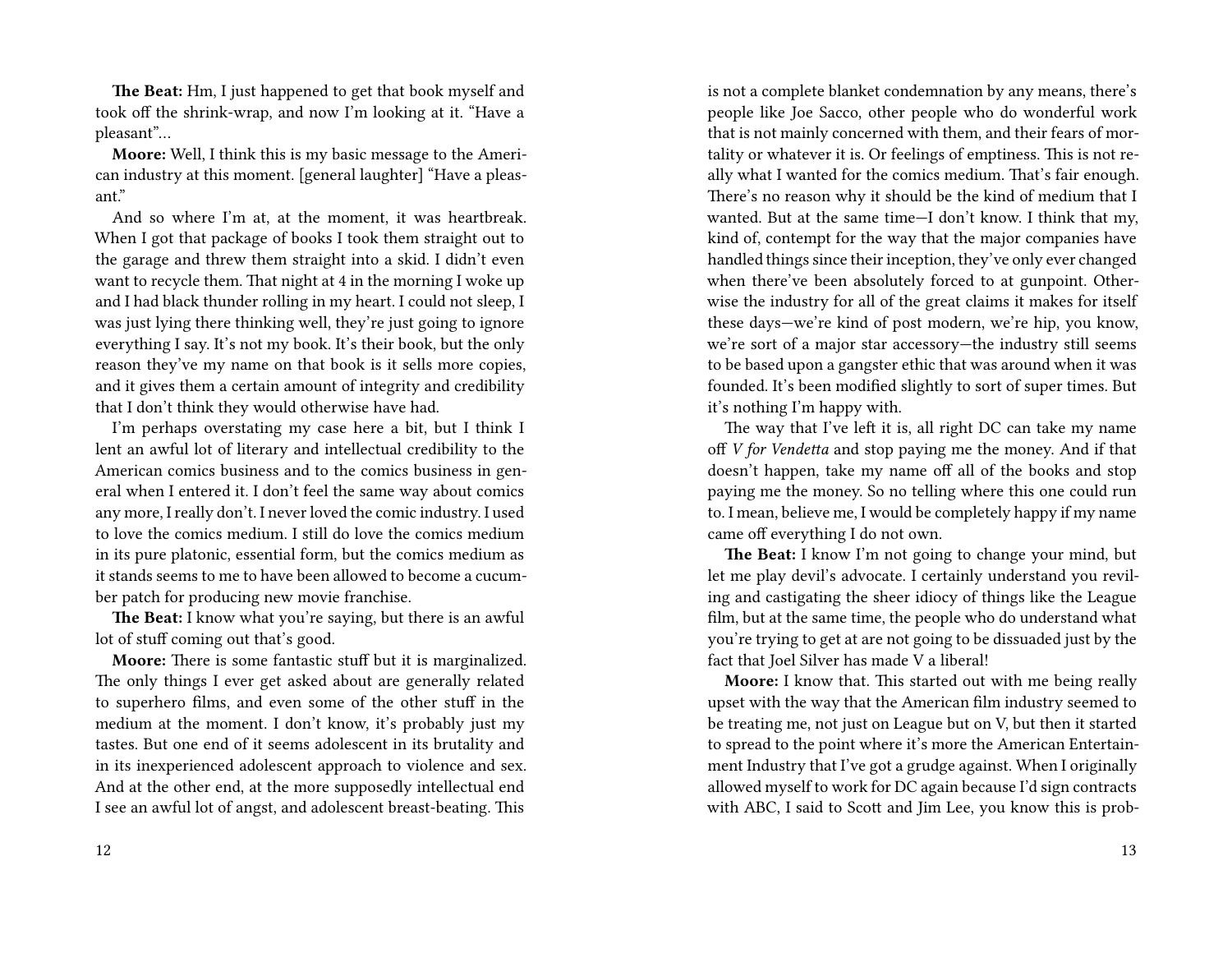**The Beat:** Hm, I just happened to get that book myself and took off the shrink-wrap, and now I'm looking at it. "Have a pleasant"…

**Moore:** Well, I think this is my basic message to the American industry at this moment. [general laughter] "Have a pleasant."

And so where I'm at, at the moment, it was heartbreak. When I got that package of books I took them straight out to the garage and threw them straight into a skid. I didn't even want to recycle them. That night at 4 in the morning I woke up and I had black thunder rolling in my heart. I could not sleep, I was just lying there thinking well, they're just going to ignore everything I say. It's not my book. It's their book, but the only reason they've my name on that book is it sells more copies, and it gives them a certain amount of integrity and credibility that I don't think they would otherwise have had.

I'm perhaps overstating my case here a bit, but I think I lent an awful lot of literary and intellectual credibility to the American comics business and to the comics business in general when I entered it. I don't feel the same way about comics any more, I really don't. I never loved the comic industry. I used to love the comics medium. I still do love the comics medium in its pure platonic, essential form, but the comics medium as it stands seems to me to have been allowed to become a cucumber patch for producing new movie franchise.

**The Beat:** I know what you're saying, but there is an awful lot of stuff coming out that's good.

**Moore:** There is some fantastic stuff but it is marginalized. The only things I ever get asked about are generally related to superhero films, and even some of the other stuff in the medium at the moment. I don't know, it's probably just my tastes. But one end of it seems adolescent in its brutality and in its inexperienced adolescent approach to violence and sex. And at the other end, at the more supposedly intellectual end I see an awful lot of angst, and adolescent breast-beating. This is not a complete blanket condemnation by any means, there's people like Joe Sacco, other people who do wonderful work that is not mainly concerned with them, and their fears of mortality or whatever it is. Or feelings of emptiness. This is not really what I wanted for the comics medium. That's fair enough. There's no reason why it should be the kind of medium that I wanted. But at the same time—I don't know. I think that my, kind of, contempt for the way that the major companies have handled things since their inception, they've only ever changed when there've been absolutely forced to at gunpoint. Otherwise the industry for all of the great claims it makes for itself these days—we're kind of post modern, we're hip, you know, we're sort of a major star accessory—the industry still seems to be based upon a gangster ethic that was around when it was founded. It's been modified slightly to sort of super times. But it's nothing I'm happy with.

The way that I've left it is, all right DC can take my name off *V for Vendetta* and stop paying me the money. And if that doesn't happen, take my name off all of the books and stop paying me the money. So no telling where this one could run to. I mean, believe me, I would be completely happy if my name came off everything I do not own.

**The Beat:** I know I'm not going to change your mind, but let me play devil's advocate. I certainly understand you reviling and castigating the sheer idiocy of things like the League film, but at the same time, the people who do understand what you're trying to get at are not going to be dissuaded just by the fact that Joel Silver has made V a liberal!

**Moore:** I know that. This started out with me being really upset with the way that the American film industry seemed to be treating me, not just on League but on V, but then it started to spread to the point where it's more the American Entertainment Industry that I've got a grudge against. When I originally allowed myself to work for DC again because I'd sign contracts with ABC, I said to Scott and Jim Lee, you know this is prob-